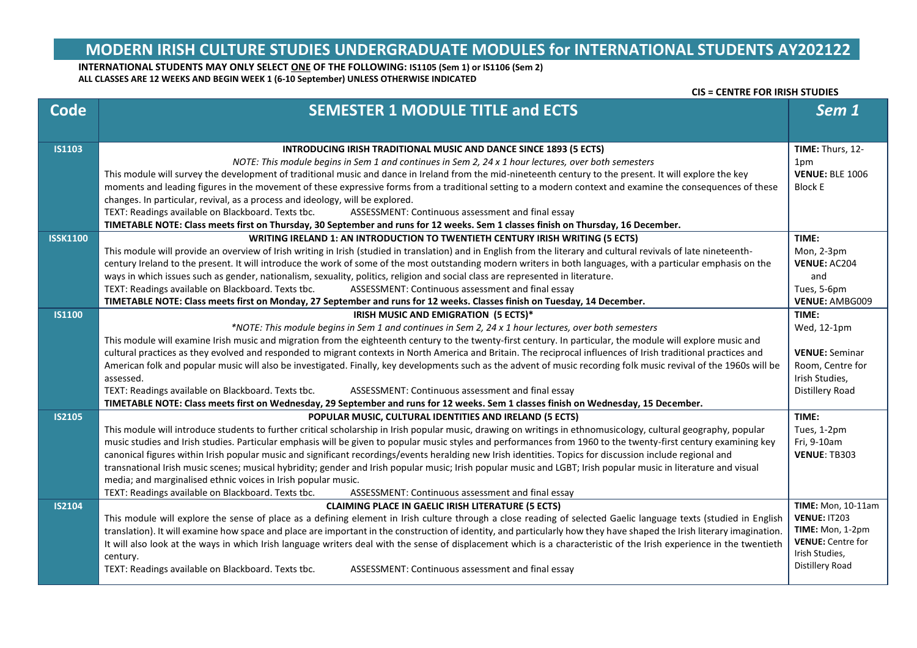# MODERN IRISH CULTURE STUDIES UNDERGRADUATE MODULES for INTERNATIONAL STUDENTS AY202122

**INTERNATIONAL STUDENTS MAY ONLY SELECT ONE OF THE FOLLOWING: IS1105 (Sem 1) or IS1106 (Sem 2)**
**ALL CLASSES ARE 12 WEEKS AND BEGIN WEEK 1 (6-10 September) UNLESS OTHERWISE INDICATED**

**CIS = CENTRE FOR IRISH STUDIES**

| Code | SEMESTER 1 MODULE TITLE and ECTS | Sem 1 |
|---|---|---|
| **IS1103** | **INTRODUCING IRISH TRADITIONAL MUSIC AND DANCE SINCE 1893 (5 ECTS)**<br>*NOTE: This module begins in Sem 1 and continues in Sem 2, 24 x 1 hour lectures, over both semesters*<br>This module will survey the development of traditional music and dance in Ireland from the mid-nineteenth century to the present. It will explore the key moments and leading figures in the movement of these expressive forms from a traditional setting to a modern context and examine the consequences of these changes. In particular, revival, as a process and ideology, will be explored.<br>TEXT: Readings available on Blackboard. Texts tbc. ASSESSMENT: Continuous assessment and final essay<br>**TIMETABLE NOTE: Class meets first on Thursday, 30 September and runs for 12 weeks. Sem 1 classes finish on Thursday, 16 December.** | **TIME:** Thurs, 12-1pm<br>**VENUE:** BLE 1006 Block E |
| **ISSK1100** | **WRITING IRELAND 1: AN INTRODUCTION TO TWENTIETH CENTURY IRISH WRITING (5 ECTS)**<br>This module will provide an overview of Irish writing in Irish (studied in translation) and in English from the literary and cultural revivals of late nineteenth-century Ireland to the present. It will introduce the work of some of the most outstanding modern writers in both languages, with a particular emphasis on the ways in which issues such as gender, nationalism, sexuality, politics, religion and social class are represented in literature.<br>TEXT: Readings available on Blackboard. Texts tbc. ASSESSMENT: Continuous assessment and final essay<br>**TIMETABLE NOTE: Class meets first on Monday, 27 September and runs for 12 weeks. Classes finish on Tuesday, 14 December.** | **TIME:**<br>Mon, 2-3pm<br>**VENUE:** AC204<br>and<br>Tues, 5-6pm<br>**VENUE:** AMBG009 |
| **IS1100** | **IRISH MUSIC AND EMIGRATION (5 ECTS)***<br>**NOTE: This module begins in Sem 1 and continues in Sem 2, 24 x 1 hour lectures, over both semesters*<br>This module will examine Irish music and migration from the eighteenth century to the twenty-first century. In particular, the module will explore music and cultural practices as they evolved and responded to migrant contexts in North America and Britain. The reciprocal influences of Irish traditional practices and American folk and popular music will also be investigated. Finally, key developments such as the advent of music recording folk music revival of the 1960s will be assessed.<br>TEXT: Readings available on Blackboard. Texts tbc. ASSESSMENT: Continuous assessment and final essay<br>**TIMETABLE NOTE: Class meets first on Wednesday, 29 September and runs for 12 weeks. Sem 1 classes finish on Wednesday, 15 December.** | **TIME:**<br>Wed, 12-1pm<br>**VENUE:** Seminar Room, Centre for Irish Studies, Distillery Road |
| **IS2105** | **POPULAR MUSIC, CULTURAL IDENTITIES AND IRELAND (5 ECTS)**<br>This module will introduce students to further critical scholarship in Irish popular music, drawing on writings in ethnomusicology, cultural geography, popular music studies and Irish studies. Particular emphasis will be given to popular music styles and performances from 1960 to the twenty-first century examining key canonical figures within Irish popular music and significant recordings/events heralding new Irish identities. Topics for discussion include regional and transnational Irish music scenes; musical hybridity; gender and Irish popular music; Irish popular music and LGBT; Irish popular music in literature and visual media; and marginalised ethnic voices in Irish popular music.<br>TEXT: Readings available on Blackboard. Texts tbc. ASSESSMENT: Continuous assessment and final essay | **TIME:**<br>Tues, 1-2pm<br>Fri, 9-10am<br>**VENUE:** TB303 |
| **IS2104** | **CLAIMING PLACE IN GAELIC IRISH LITERATURE (5 ECTS)**<br>This module will explore the sense of place as a defining element in Irish culture through a close reading of selected Gaelic language texts (studied in English translation). It will examine how space and place are important in the construction of identity, and particularly how they have shaped the Irish literary imagination. It will also look at the ways in which Irish language writers deal with the sense of displacement which is a characteristic of the Irish experience in the twentieth century.<br>TEXT: Readings available on Blackboard. Texts tbc. ASSESSMENT: Continuous assessment and final essay | **TIME:** Mon, 10-11am<br>**VENUE:** IT203<br>**TIME:** Mon, 1-2pm<br>**VENUE:** Centre for Irish Studies, Distillery Road |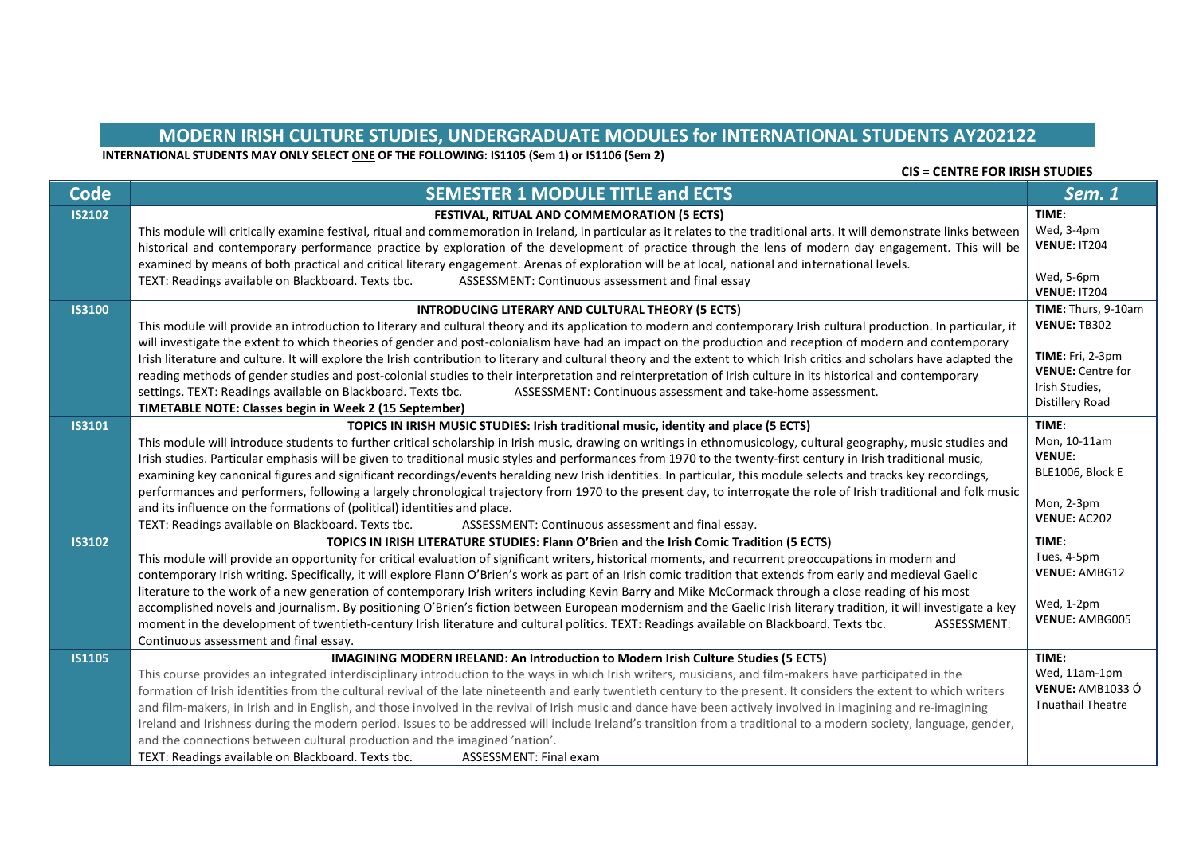# MODERN IRISH CULTURE STUDIES, UNDERGRADUATE MODULES for INTERNATIONAL STUDENTS AY202122

**INTERNATIONAL STUDENTS MAY ONLY SELECT ONE OF THE FOLLOWING: IS1105 (Sem 1) or IS1106 (Sem 2)**

**CIS = CENTRE FOR IRISH STUDIES**

| Code | SEMESTER 1 MODULE TITLE and ECTS | Sem. 1 |
|---|---|---|
| **IS2102** | **FESTIVAL, RITUAL AND COMMEMORATION (5 ECTS)**<br>This module will critically examine festival, ritual and commemoration in Ireland, in particular as it relates to the traditional arts. It will demonstrate links between historical and contemporary performance practice by exploration of the development of practice through the lens of modern day engagement. This will be examined by means of both practical and critical literary engagement. Arenas of exploration will be at local, national and international levels.<br>TEXT: Readings available on Blackboard. Texts tbc. ASSESSMENT: Continuous assessment and final essay | **TIME:**<br>Wed, 3-4pm<br>**VENUE:** IT204<br><br>Wed, 5-6pm<br>**VENUE:** IT204 |
| **IS3100** | **INTRODUCING LITERARY AND CULTURAL THEORY (5 ECTS)**<br>This module will provide an introduction to literary and cultural theory and its application to modern and contemporary Irish cultural production. In particular, it will investigate the extent to which theories of gender and post-colonialism have had an impact on the production and reception of modern and contemporary Irish literature and culture. It will explore the Irish contribution to literary and cultural theory and the extent to which Irish critics and scholars have adapted the reading methods of gender studies and post-colonial studies to their interpretation and reinterpretation of Irish culture in its historical and contemporary settings. TEXT: Readings available on Blackboard. Texts tbc. ASSESSMENT: Continuous assessment and take-home assessment.<br>**TIMETABLE NOTE: Classes begin in Week 2 (15 September)** | **TIME:** Thurs, 9-10am<br>**VENUE:** TB302<br><br>**TIME:** Fri, 2-3pm<br>**VENUE:** Centre for Irish Studies, Distillery Road |
| **IS3101** | **TOPICS IN IRISH MUSIC STUDIES: Irish traditional music, identity and place (5 ECTS)**<br>This module will introduce students to further critical scholarship in Irish music, drawing on writings in ethnomusicology, cultural geography, music studies and Irish studies. Particular emphasis will be given to traditional music styles and performances from 1970 to the twenty-first century in Irish traditional music, examining key canonical figures and significant recordings/events heralding new Irish identities. In particular, this module selects and tracks key recordings, performances and performers, following a largely chronological trajectory from 1970 to the present day, to interrogate the role of Irish traditional and folk music and its influence on the formations of (political) identities and place.<br>TEXT: Readings available on Blackboard. Texts tbc. ASSESSMENT: Continuous assessment and final essay. | **TIME:**<br>Mon, 10-11am<br>**VENUE:**<br>BLE1006, Block E<br><br>Mon, 2-3pm<br>**VENUE:** AC202 |
| **IS3102** | **TOPICS IN IRISH LITERATURE STUDIES: Flann O'Brien and the Irish Comic Tradition (5 ECTS)**<br>This module will provide an opportunity for critical evaluation of significant writers, historical moments, and recurrent preoccupations in modern and contemporary Irish writing. Specifically, it will explore Flann O'Brien's work as part of an Irish comic tradition that extends from early and medieval Gaelic literature to the work of a new generation of contemporary Irish writers including Kevin Barry and Mike McCormack through a close reading of his most accomplished novels and journalism. By positioning O'Brien's fiction between European modernism and the Gaelic Irish literary tradition, it will investigate a key moment in the development of twentieth-century Irish literature and cultural politics. TEXT: Readings available on Blackboard. Texts tbc. ASSESSMENT: Continuous assessment and final essay. | **TIME:**<br>Tues, 4-5pm<br>**VENUE:** AMBG12<br><br>Wed, 1-2pm<br>**VENUE:** AMBG005 |
| **IS1105** | **IMAGINING MODERN IRELAND: An Introduction to Modern Irish Culture Studies (5 ECTS)**<br>This course provides an integrated interdisciplinary introduction to the ways in which Irish writers, musicians, and film-makers have participated in the formation of Irish identities from the cultural revival of the late nineteenth and early twentieth century to the present. It considers the extent to which writers and film-makers, in Irish and in English, and those involved in the revival of Irish music and dance have been actively involved in imagining and re-imagining Ireland and Irishness during the modern period. Issues to be addressed will include Ireland's transition from a traditional to a modern society, language, gender, and the connections between cultural production and the imagined 'nation'.<br>TEXT: Readings available on Blackboard. Texts tbc. ASSESSMENT: Final exam | **TIME:**<br>Wed, 11am-1pm<br>**VENUE:** AMB1033 Ó Tnuathail Theatre |